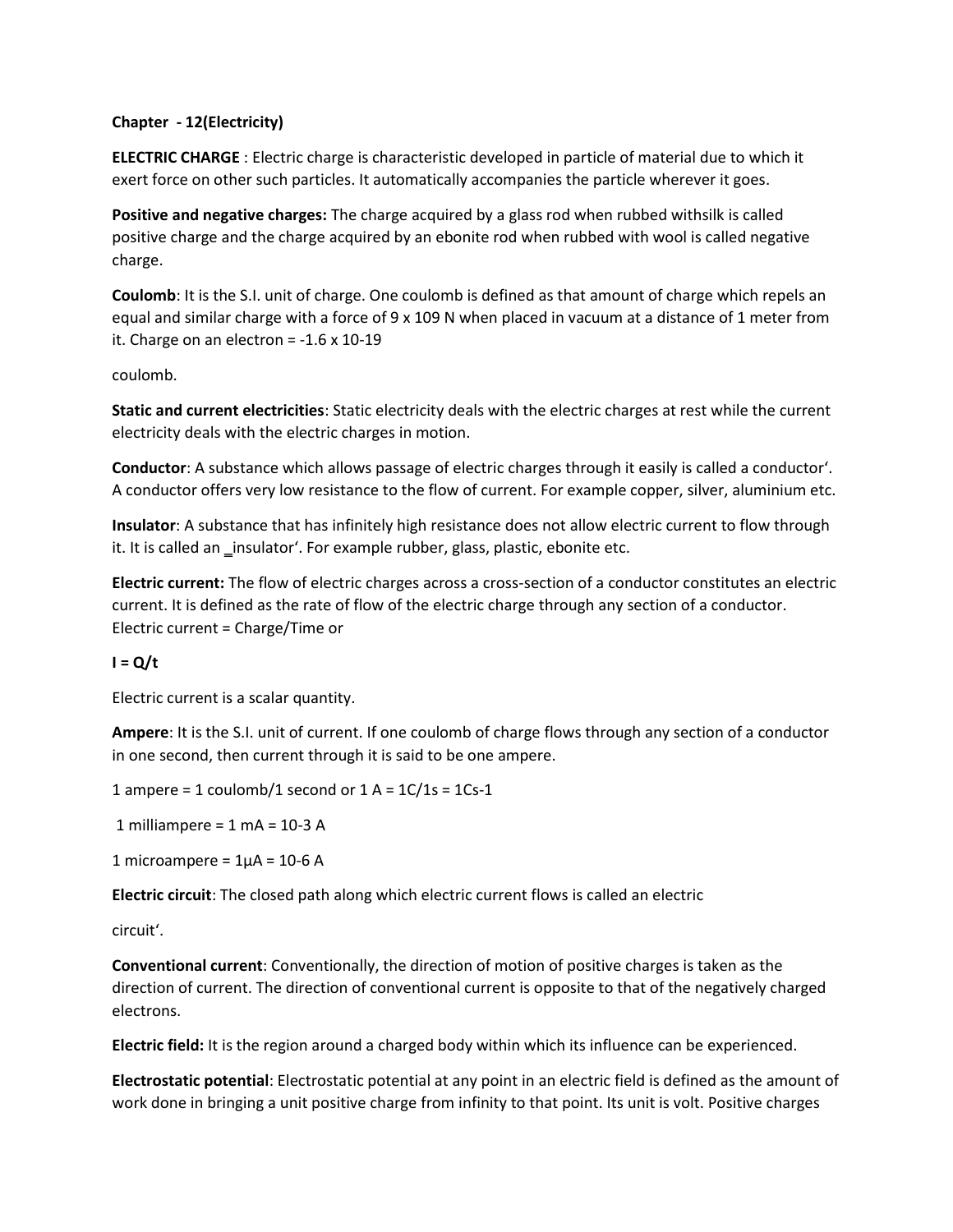**Chapter - 12(Electricity)**

**ELECTRIC CHARGE** : Electric charge is characteristic developed in particle of material due to which it exert force on other such particles. It automatically accompanies the particle wherever it goes.

**Positive and negative charges:** The charge acquired by a glass rod when rubbed withsilk is called positive charge and the charge acquired by an ebonite rod when rubbed with wool is called negative charge.

**Coulomb**: It is the S.I. unit of charge. One coulomb is defined as that amount of charge which repels an equal and similar charge with a force of 9 x 109 N when placed in vacuum at a distance of 1 meter from it. Charge on an electron = -1.6 x 10-19

coulomb.

**Static and current electricities**: Static electricity deals with the electric charges at rest while the current electricity deals with the electric charges in motion.

**Conductor**: A substance which allows passage of electric charges through it easily is called a conductor'. A conductor offers very low resistance to the flow of current. For example copper, silver, aluminium etc.

**Insulator**: A substance that has infinitely high resistance does not allow electric current to flow through it. It is called an ‗insulator'. For example rubber, glass, plastic, ebonite etc.

**Electric current:** The flow of electric charges across a cross-section of a conductor constitutes an electric current. It is defined as the rate of flow of the electric charge through any section of a conductor. Electric current = Charge/Time or

**I = Q/t**

Electric current is a scalar quantity.

**Ampere**: It is the S.I. unit of current. If one coulomb of charge flows through any section of a conductor in one second, then current through it is said to be one ampere.

1 ampere = 1 coulomb/1 second or 1 A = 1C/1s = 1Cs-1

1 milliampere = 1 mA = 10-3 A

1 microampere = 1μA = 10-6 A

**Electric circuit**: The closed path along which electric current flows is called an electric

circuit'.

**Conventional current**: Conventionally, the direction of motion of positive charges is taken as the direction of current. The direction of conventional current is opposite to that of the negatively charged electrons.

**Electric field:** It is the region around a charged body within which its influence can be experienced.

**Electrostatic potential**: Electrostatic potential at any point in an electric field is defined as the amount of work done in bringing a unit positive charge from infinity to that point. Its unit is volt. Positive charges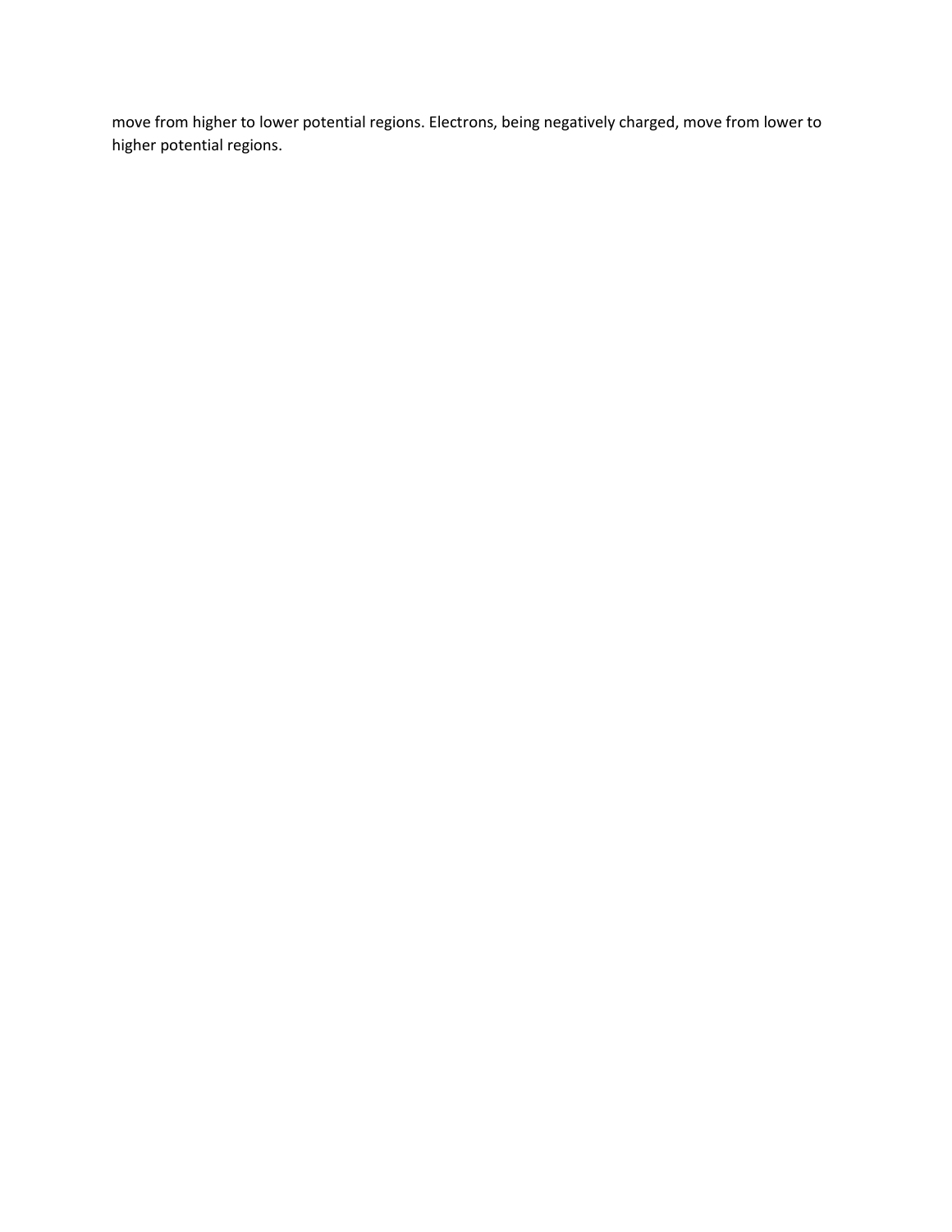move from higher to lower potential regions. Electrons, being negatively charged, move from lower to higher potential regions.